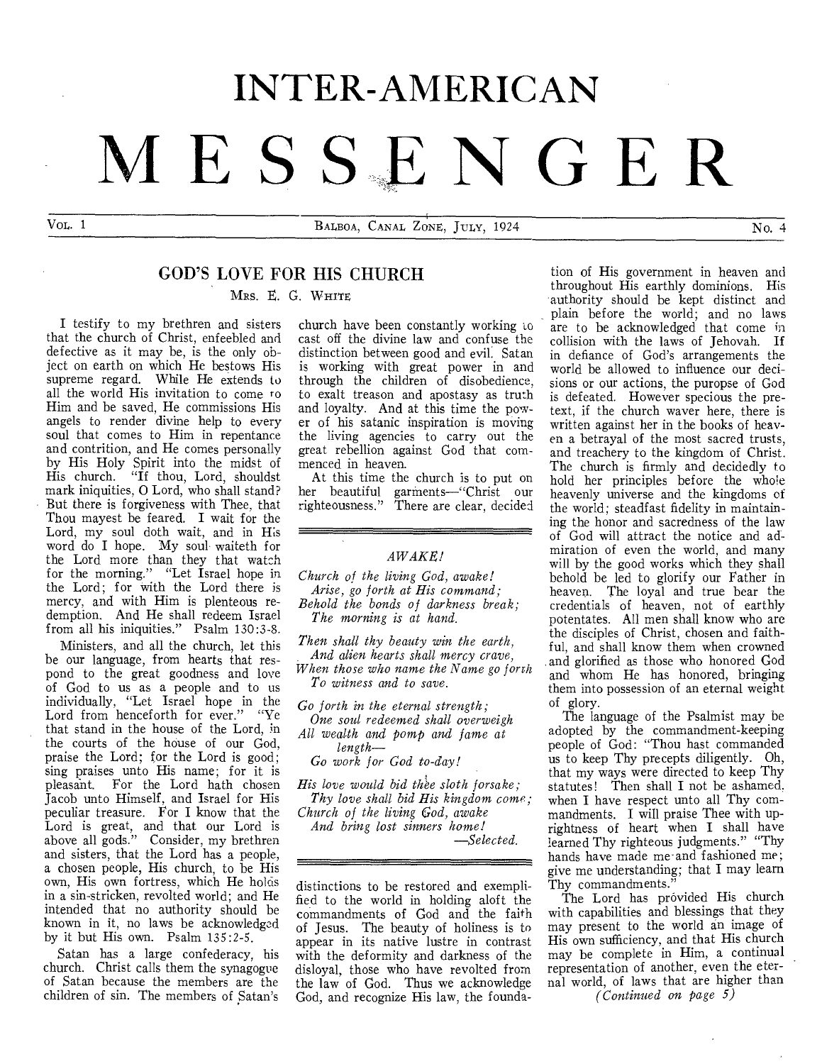# INTER-AMERICAN MESSENGER

Vol. 1 — Balboa, Canal Zone, July, 1924 — No. 4

## GOD'S LOVE FOR HIS CHURCH

Mrs. E. G. White

I testify to my brethren and sisters that the church of Christ, enfeebled and defective as it may be, is the only object on earth on which He bestows His supreme regard. While He extends to all the world His invitation to come to Him and be saved, He commissions His angels to render divine help to every soul that comes to Him in repentance and contrition, and He comes personally by His Holy Spirit into the midst of His church. "If thou, Lord, shouldst mark iniquities, O Lord, who shall stand? But there is forgiveness with Thee, that Thou mayest be feared. I wait for the Lord, my soul doth wait, and in His word do I hope. My soul waiteth for the Lord more than they that watch for the morning." "Let Israel hope in the Lord; for with the Lord there is mercy, and with Him is plenteous redemption. And He shall redeem Israel from all his iniquities." Psalm 130:3-8.

Ministers, and all the church, let this be our language, from hearts that respond to the great goodness and love of God to us as a people and to us individually, "Let Israel hope in the Lord from henceforth for ever." "Ye that stand in the house of the Lord, in the courts of the house of our God, praise the Lord; for the Lord is good; sing praises unto His name; for it is pleasant. For the Lord hath chosen Jacob unto Himself, and Israel for His peculiar treasure. For I know that the Lord is great, and that our Lord is above all gods." Consider, my brethren and sisters, that the Lord has a people, a chosen people, His church, to be His own, His own fortress, which He holds in a sin-stricken, revolted world; and He intended that no authority should be known in it, no laws be acknowledged by it but His own. Psalm 135:2-5.

Satan has a large confederacy, his church. Christ calls them the synagogue of Satan because the members are the children of sin. The members of Satan's church have been constantly working to cast off the divine law and confuse the distinction between good and evil. Satan is working with great power in and through the children of disobedience, to exalt treason and apostasy as truth and loyalty. And at this time the power of his satanic inspiration is moving the living agencies to carry out the great rebellion against God that commenced in heaven.

At this time the church is to put on her beautiful garments—"Christ our righteousness." There are clear, decided distinctions to be restored and exemplified to the world in holding aloft the commandments of God and the faith of Jesus. The beauty of holiness is to appear in its native lustre in contrast with the deformity and darkness of the disloyal, those who have revolted from the law of God. Thus we acknowledge God, and recognize His law, the foundation of His government in heaven and throughout His earthly dominions. His authority should be kept distinct and plain before the world; and no laws are to be acknowledged that come in collision with the laws of Jehovah. If in defiance of God's arrangements the world be allowed to influence our decisions or our actions, the purpose of God is defeated. However specious the pretext, if the church waver here, there is written against her in the books of heaven a betrayal of the most sacred trusts, and treachery to the kingdom of Christ. The church is firmly and decidedly to hold her principles before the whole heavenly universe and the kingdoms of the world; steadfast fidelity in maintaining the honor and sacredness of the law of God will attract the notice and admiration of even the world, and many will by the good works which they shall behold be led to glorify our Father in heaven. The loyal and true bear the credentials of heaven, not of earthly potentates. All men shall know who are the disciples of Christ, chosen and faithful, and shall know them when crowned and glorified as those who honored God and whom He has honored, bringing them into possession of an eternal weight of glory.

The language of the Psalmist may be adopted by the commandment-keeping people of God: "Thou hast commanded us to keep Thy precepts diligently. Oh, that my ways were directed to keep Thy statutes! Then shall I not be ashamed, when I have respect unto all Thy commandments. I will praise Thee with uprightness of heart when I shall have learned Thy righteous judgments." "Thy hands have made me and fashioned me; give me understanding; that I may learn Thy commandments."

The Lord has provided His church with capabilities and blessings that they may present to the world an image of His own sufficiency, and that His church may be complete in Him, a continual representation of another, even the eternal world, of laws that are higher than

*(Continued on page 5)*

---

### *AWAKE!*

*Church of the living God, awake!*
*Arise, go forth at His command;*
*Behold the bonds of darkness break;*
*The morning is at hand.*

*Then shall thy beauty win the earth,*
*And alien hearts shall mercy crave,*
*When those who name the Name go forth*
*To witness and to save.*

*Go forth in the eternal strength;*
*One soul redeemed shall overweigh*
*All wealth and pomp and fame at length—*
*Go work for God to-day!*

*His love would bid thee sloth forsake;*
*Thy love shall bid His kingdom come;*
*Church of the living God, awake*
*And bring lost sinners home!*

—*Selected.*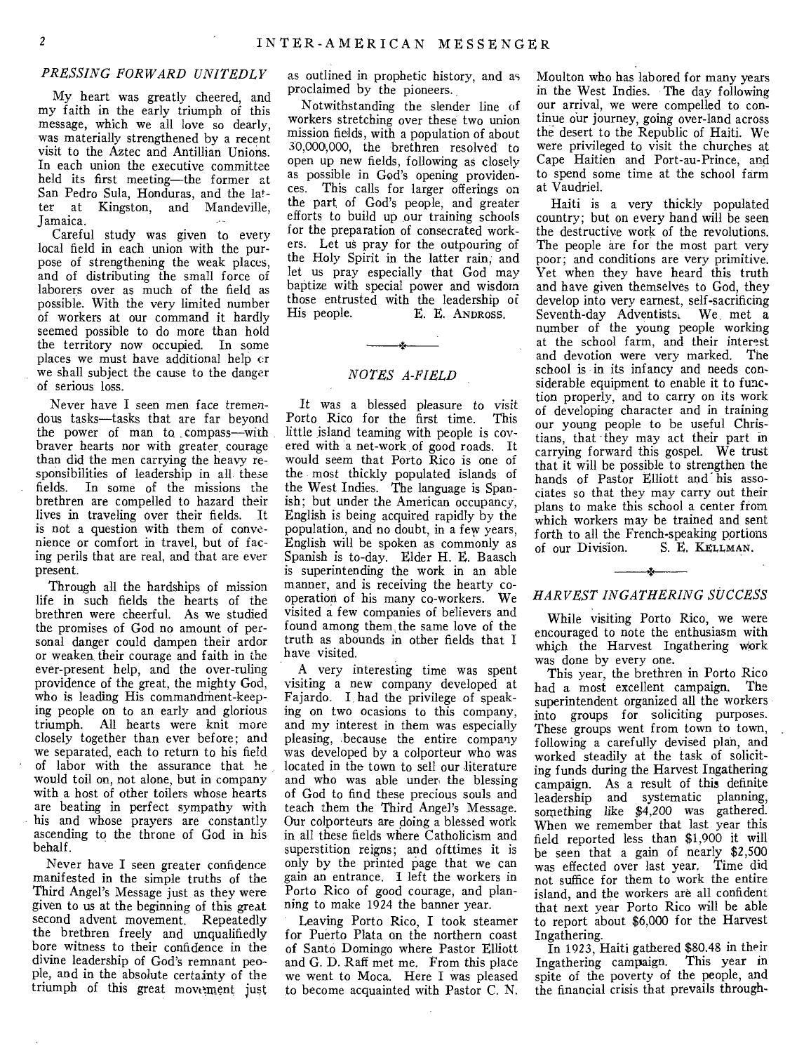## *PRESSING FORWARD UNITEDLY*

My heart was greatly cheered, and my faith in the early triumph of this message, which we all love so dearly, was materially strengthened by a recent visit to the Aztec and Antillian Unions. In each union the executive committee held its first meeting—the former at San Pedro Sula, Honduras, and the latter at Kingston, and Mandeville, Jamaica.

Careful study was given to every local field in each union with the purpose of strengthening the weak places, and of distributing the small force of laborers over as much of the field as possible. With the very limited number of workers at our command it hardly seemed possible to do more than hold the territory now occupied. In some places we must have additional help or we shall subject the cause to the danger of serious loss.

Never have I seen men face tremendous tasks—tasks that are far beyond the power of man to compass—with braver hearts nor with greater courage than did the men carrying the heavy responsibilities of leadership in all these fields. In some of the missions the brethren are compelled to hazard their lives in traveling over their fields. It is not a question with them of convenience or comfort in travel, but of facing perils that are real, and that are ever present.

Through all the hardships of mission life in such fields the hearts of the brethren were cheerful. As we studied the promises of God no amount of personal danger could dampen their ardor or weaken their courage and faith in the ever-present help, and the over-ruling providence of the great, the mighty God, who is leading His commandment-keeping people on to an early and glorious triumph. All hearts were knit more closely together than ever before; and we separated, each to return to his field of labor with the assurance that he would toil on, not alone, but in company with a host of other toilers whose hearts are beating in perfect sympathy with his and whose prayers are constantly ascending to the throne of God in his behalf.

Never have I seen greater confidence manifested in the simple truths of the Third Angel's Message just as they were given to us at the beginning of this great second advent movement. Repeatedly the brethren freely and unqualifiedly bore witness to their confidence in the divine leadership of God's remnant people, and in the absolute certainty of the triumph of this great movement just as outlined in prophetic history, and as proclaimed by the pioneers.

Notwithstanding the slender line of workers stretching over these two union mission fields, with a population of about 30,000,000, the brethren resolved to open up new fields, following as closely as possible in God's opening providences. This calls for larger offerings on the part of God's people, and greater efforts to build up our training schools for the preparation of consecrated workers. Let us pray for the outpouring of the Holy Spirit in the latter rain, and let us pray especially that God may baptize with special power and wisdom those entrusted with the leadership of His people.

E. E. ANDROSS.

## *NOTES A-FIELD*

It was a blessed pleasure to visit Porto Rico for the first time. This little island teaming with people is covered with a net-work of good roads. It would seem that Porto Rico is one of the most thickly populated islands of the West Indies. The language is Spanish; but under the American occupancy, English is being acquired rapidly by the population, and no doubt, in a few years, English will be spoken as commonly as Spanish is to-day. Elder H. E. Baasch is superintending the work in an able manner, and is receiving the hearty cooperation of his many co-workers. We visited a few companies of believers and found among them the same love of the truth as abounds in other fields that I have visited.

A very interesting time was spent visiting a new company developed at Fajardo. I had the privilege of speaking on two ocasions to this company, and my interest in them was especially pleasing, because the entire company was developed by a colporteur who was located in the town to sell our literature and who was able under the blessing of God to find these precious souls and teach them the Third Angel's Message. Our colporteurs are doing a blessed work in all these fields where Catholicism and superstition reigns; and ofttimes it is only by the printed page that we can gain an entrance. I left the workers in Porto Rico of good courage, and planning to make 1924 the banner year.

Leaving Porto Rico, I took steamer for Puerto Plata on the northern coast of Santo Domingo where Pastor Elliott and G. D. Raff met me. From this place we went to Moca. Here I was pleased to become acquainted with Pastor C. N. Moulton who has labored for many years in the West Indies. The day following our arrival, we were compelled to continue our journey, going over-land across the desert to the Republic of Haiti. We were privileged to visit the churches at Cape Haitien and Port-au-Prince, and to spend some time at the school farm at Vaudriel.

Haiti is a very thickly populated country; but on every hand will be seen the destructive work of the revolutions. The people are for the most part very poor; and conditions are very primitive. Yet when they have heard this truth and have given themselves to God, they develop into very earnest, self-sacrificing Seventh-day Adventists. We met a number of the young people working at the school farm, and their interest and devotion were very marked. The school is in its infancy and needs considerable equipment to enable it to function properly, and to carry on its work of developing character and in training our young people to be useful Christians, that they may act their part in carrying forward this gospel. We trust that it will be possible to strengthen the hands of Pastor Elliott and his associates so that they may carry out their plans to make this school a center from which workers may be trained and sent forth to all the French-speaking portions of our Division.

S. E. KELLMAN.

## *HARVEST INGATHERING SUCCESS*

While visiting Porto Rico, we were encouraged to note the enthusiasm with which the Harvest Ingathering work was done by every one.

This year, the brethren in Porto Rico had a most excellent campaign. The superintendent organized all the workers into groups for soliciting purposes. These groups went from town to town, following a carefully devised plan, and worked steadily at the task of soliciting funds during the Harvest Ingathering campaign. As a result of this definite leadership and systematic planning, something like $4,200 was gathered. When we remember that last year this field reported less than $1,900 it will be seen that a gain of nearly $2,500 was effected over last year. Time did not suffice for them to work the entire island, and the workers are all confident that next year Porto Rico will be able to report about $6,000 for the Harvest Ingathering.

In 1923, Haiti gathered $80.48 in their Ingathering campaign. This year in spite of the poverty of the people, and the financial crisis that prevails through-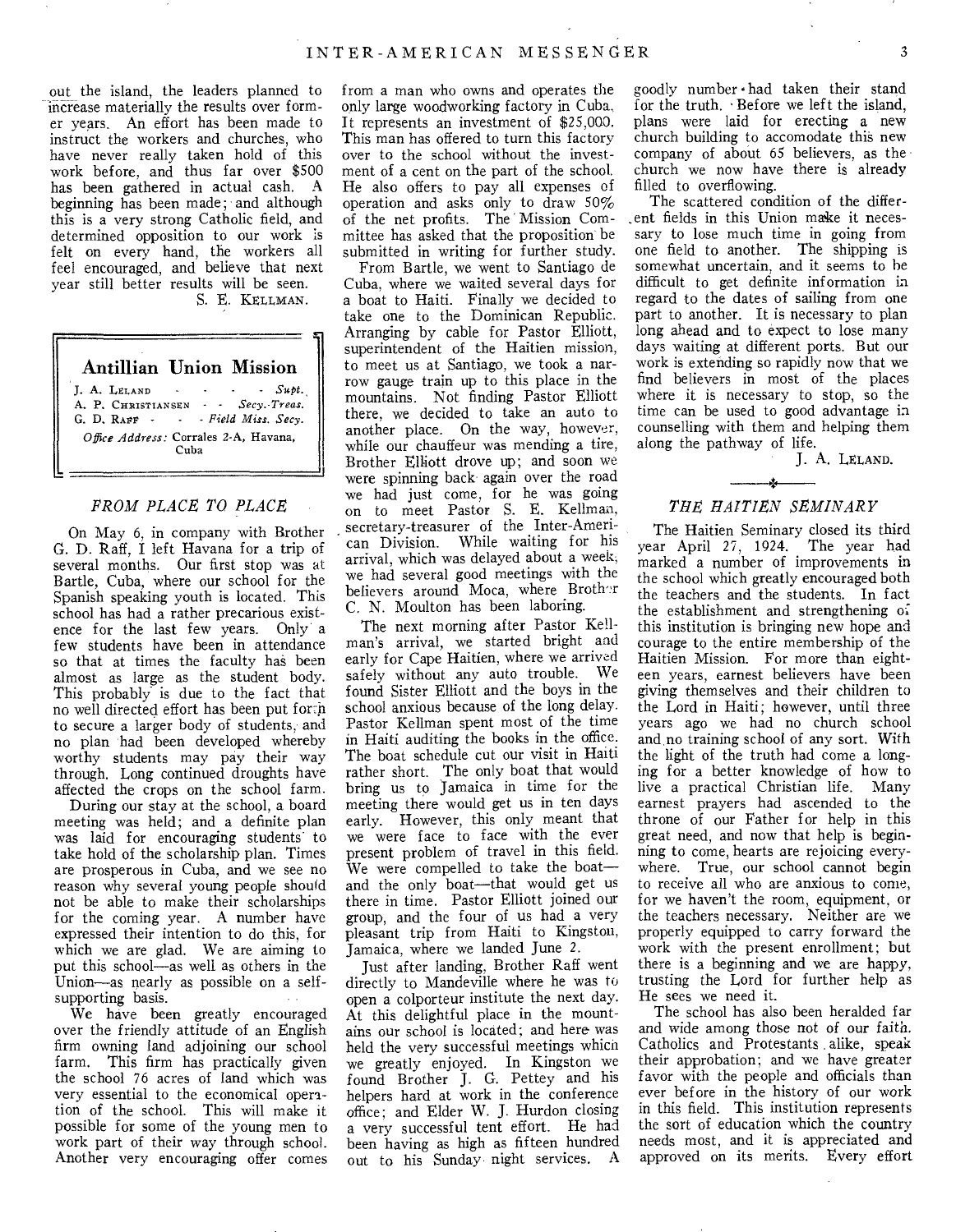out the island, the leaders planned to increase materially the results over former years. An effort has been made to instruct the workers and churches, who have never really taken hold of this work before, and thus far over $500 has been gathered in actual cash. A beginning has been made; and although this is a very strong Catholic field, and determined opposition to our work is felt on every hand, the workers all feel encouraged, and believe that next year still better results will be seen.

S. E. KELLMAN.

---

**Antillian Union Mission**

J. A. LELAND - - - - - *Supt.*
A. P. CHRISTIANSEN - - *Secy.-Treas.*
G. D. RAFF - - - *Field Miss. Secy.*

*Office Address:* Corrales 2-A, Havana, Cuba

---

## *FROM PLACE TO PLACE*

On May 6, in company with Brother G. D. Raff, I left Havana for a trip of several months. Our first stop was at Bartle, Cuba, where our school for the Spanish speaking youth is located. This school has had a rather precarious existence for the last few years. Only a few students have been in attendance so that at times the faculty has been almost as large as the student body. This probably is due to the fact that no well directed effort has been put forth to secure a larger body of students, and no plan had been developed whereby worthy students may pay their way through. Long continued droughts have affected the crops on the school farm.

During our stay at the school, a board meeting was held; and a definite plan was laid for encouraging students to take hold of the scholarship plan. Times are prosperous in Cuba, and we see no reason why several young people should not be able to make their scholarships for the coming year. A number have expressed their intention to do this, for which we are glad. We are aiming to put this school—as well as others in the Union—as nearly as possible on a self-supporting basis.

We have been greatly encouraged over the friendly attitude of an English firm owning land adjoining our school farm. This firm has practically given the school 76 acres of land which was very essential to the economical operation of the school. This will make it possible for some of the young men to work part of their way through school. Another very encouraging offer comes from a man who owns and operates the only large woodworking factory in Cuba. It represents an investment of $25,000. This man has offered to turn this factory over to the school without the investment of a cent on the part of the school. He also offers to pay all expenses of operation and asks only to draw 50% of the net profits. The Mission Committee has asked that the proposition be submitted in writing for further study.

From Bartle, we went to Santiago de Cuba, where we waited several days for a boat to Haiti. Finally we decided to take one to the Dominican Republic. Arranging by cable for Pastor Elliott, superintendent of the Haitien mission, to meet us at Santiago, we took a narrow gauge train up to this place in the mountains. Not finding Pastor Elliott there, we decided to take an auto to another place. On the way, however, while our chauffeur was mending a tire, Brother Elliott drove up; and soon we were spinning back again over the road we had just come, for he was going on to meet Pastor S. E. Kellman, secretary-treasurer of the Inter-American Division. While waiting for his arrival, which was delayed about a week, we had several good meetings with the believers around Moca, where Brother C. N. Moulton has been laboring.

The next morning after Pastor Kellman's arrival, we started bright and early for Cape Haitien, where we arrived safely without any auto trouble. We found Sister Elliott and the boys in the school anxious because of the long delay. Pastor Kellman spent most of the time in Haiti auditing the books in the office. The boat schedule cut our visit in Haiti rather short. The only boat that would bring us to Jamaica in time for the meeting there would get us in ten days early. However, this only meant that we were face to face with the ever present problem of travel in this field. We were compelled to take the boat—and the only boat—that would get us there in time. Pastor Elliott joined our group, and the four of us had a very pleasant trip from Haiti to Kingston, Jamaica, where we landed June 2.

Just after landing, Brother Raff went directly to Mandeville where he was to open a colporteur institute the next day. At this delightful place in the mountains our school is located; and here was held the very successful meetings which we greatly enjoyed. In Kingston we found Brother J. G. Pettey and his helpers hard at work in the conference office; and Elder W. J. Hurdon closing a very successful tent effort. He had been having as high as fifteen hundred out to his Sunday night services. A goodly number had taken their stand for the truth. Before we left the island, plans were laid for erecting a new church building to accomodate this new company of about 65 believers, as the church we now have there is already filled to overflowing.

The scattered condition of the different fields in this Union make it necessary to lose much time in going from one field to another. The shipping is somewhat uncertain, and it seems to be difficult to get definite information in regard to the dates of sailing from one part to another. It is necessary to plan long ahead and to expect to lose many days waiting at different ports. But our work is extending so rapidly now that we find believers in most of the places where it is necessary to stop, so the time can be used to good advantage in counselling with them and helping them along the pathway of life.

J. A. LELAND.

## *THE HAITIEN SEMINARY*

The Haitien Seminary closed its third year April 27, 1924. The year had marked a number of improvements in the school which greatly encouraged both the teachers and the students. In fact the establishment and strengthening of this institution is bringing new hope and courage to the entire membership of the Haitien Mission. For more than eighteen years, earnest believers have been giving themselves and their children to the Lord in Haiti; however, until three years ago we had no church school and no training school of any sort. With the light of the truth had come a longing for a better knowledge of how to live a practical Christian life. Many earnest prayers had ascended to the throne of our Father for help in this great need, and now that help is beginning to come, hearts are rejoicing everywhere. True, our school cannot begin to receive all who are anxious to come, for we haven't the room, equipment, or the teachers necessary. Neither are we properly equipped to carry forward the work with the present enrollment; but there is a beginning and we are happy, trusting the Lord for further help as He sees we need it.

The school has also been heralded far and wide among those not of our faith. Catholics and Protestants alike, speak their approbation; and we have greater favor with the people and officials than ever before in the history of our work in this field. This institution represents the sort of education which the country needs most, and it is appreciated and approved on its merits. Every effort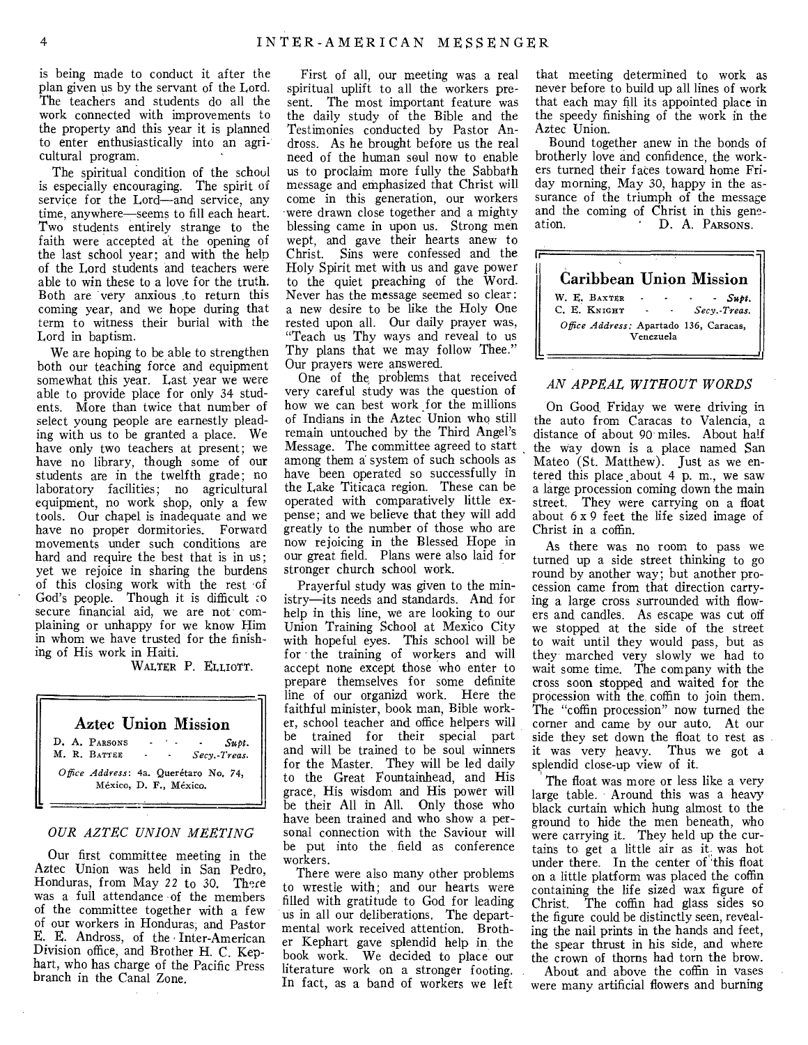is being made to conduct it after the plan given us by the servant of the Lord. The teachers and students do all the work connected with improvements to the property and this year it is planned to enter enthusiastically into an agricultural program.

The spiritual condition of the school is especially encouraging. The spirit of service for the Lord—and service, any time, anywhere—seems to fill each heart. Two students entirely strange to the faith were accepted at the opening of the last school year; and with the help of the Lord students and teachers were able to win these to a love for the truth. Both are very anxious to return this coming year, and we hope during that term to witness their burial with the Lord in baptism.

We are hoping to be able to strengthen both our teaching force and equipment somewhat this year. Last year we were able to provide place for only 34 students. More than twice that number of select young people are earnestly pleading with us to be granted a place. We have only two teachers at present; we have no library, though some of our students are in the twelfth grade; no laboratory facilities; no agricultural equipment, no work shop, only a few tools. Our chapel is inadequate and we have no proper dormitories. Forward movements under such conditions are hard and require the best that is in us; yet we rejoice in sharing the burdens of this closing work with the rest of God's people. Though it is difficult to secure financial aid, we are not complaining or unhappy for we know Him in whom we have trusted for the finishing of His work in Haiti.

WALTER P. ELLIOTT.

## Aztec Union Mission

D. A. PARSONS - - - *Supt.*
M. R. BATTEE - - *Secy.-Treas.*

*Office Address*: 4a. Querétaro No. 74, México, D. F., México.

### *OUR AZTEC UNION MEETING*

Our first committee meeting in the Aztec Union was held in San Pedro, Honduras, from May 22 to 30. There was a full attendance of the members of the committee together with a few of our workers in Honduras, and Pastor E. E. Andross, of the Inter-American Division office, and Brother H. C. Kephart, who has charge of the Pacific Press branch in the Canal Zone.

First of all, our meeting was a real spiritual uplift to all the workers present. The most important feature was the daily study of the Bible and the Testimonies conducted by Pastor Andross. As he brought before us the real need of the human soul now to enable us to proclaim more fully the Sabbath message and emphasized that Christ will come in this generation, our workers were drawn close together and a mighty blessing came in upon us. Strong men wept, and gave their hearts anew to Christ. Sins were confessed and the Holy Spirit met with us and gave power to the quiet preaching of the Word. Never has the message seemed so clear: a new desire to be like the Holy One rested upon all. Our daily prayer was, "Teach us Thy ways and reveal to us Thy plans that we may follow Thee." Our prayers were answered.

One of the problems that received very careful study was the question of how we can best work for the millions of Indians in the Aztec Union who still remain untouched by the Third Angel's Message. The committee agreed to start among them a system of such schools as have been operated so successfully in the Lake Titicaca region. These can be operated with comparatively little expense; and we believe that they will add greatly to the number of those who are now rejoicing in the Blessed Hope in our great field. Plans were also laid for stronger church school work.

Prayerful study was given to the ministry—its needs and standards. And for help in this line, we are looking to our Union Training School at Mexico City with hopeful eyes. This school will be for the training of workers and will accept none except those who enter to prepare themselves for some definite line of our organizd work. Here the faithful minister, book man, Bible worker, school teacher and office helpers will be trained for their special part and will be trained to be soul winners for the Master. They will be led daily to the Great Fountainhead, and His grace, His wisdom and His power will be their All in All. Only those who have been trained and who show a personal connection with the Saviour will be put into the field as conference workers.

There were also many other problems to wrestle with; and our hearts were filled with gratitude to God for leading us in all our deliberations. The departmental work received attention. Brother Kephart gave splendid help in the book work. We decided to place our literature work on a stronger footing. In fact, as a band of workers we left that meeting determined to work as never before to build up all lines of work that each may fill its appointed place in the speedy finishing of the work in the Aztec Union.

Bound together anew in the bonds of brotherly love and confidence, the workers turned their faces toward home Friday morning, May 30, happy in the assurance of the triumph of the message and the coming of Christ in this generation.

D. A. PARSONS.

## Caribbean Union Mission

W. E. BAXTER - - - - *Supt.*
C. E. KNIGHT - - *Secy.-Treas.*

*Office Address*: Apartado 136, Caracas, Venezuela

### *AN APPEAL WITHOUT WORDS*

On Good Friday we were driving in the auto from Caracas to Valencia, a distance of about 90 miles. About half the way down is a place named San Mateo (St. Matthew). Just as we entered this place about 4 p. m., we saw a large procession coming down the main street. They were carrying on a float about 6 x 9 feet the life sized image of Christ in a coffin.

As there was no room to pass we turned up a side street thinking to go round by another way; but another procession came from that direction carrying a large cross surrounded with flowers and candles. As escape was cut off we stopped at the side of the street to wait until they would pass, but as they marched very slowly we had to wait some time. The company with the cross soon stopped and waited for the procession with the coffin to join them. The "coffin procession" now turned the corner and came by our auto. At our side they set down the float to rest as it was very heavy. Thus we got a splendid close-up view of it.

The float was more or less like a very large table. Around this was a heavy black curtain which hung almost to the ground to hide the men beneath, who were carrying it. They held up the curtains to get a little air as it was hot under there. In the center of this float on a little platform was placed the coffin containing the life sized wax figure of Christ. The coffin had glass sides so the figure could be distinctly seen, revealing the nail prints in the hands and feet, the spear thrust in his side, and where the crown of thorns had torn the brow.

About and above the coffin in vases were many artificial flowers and burning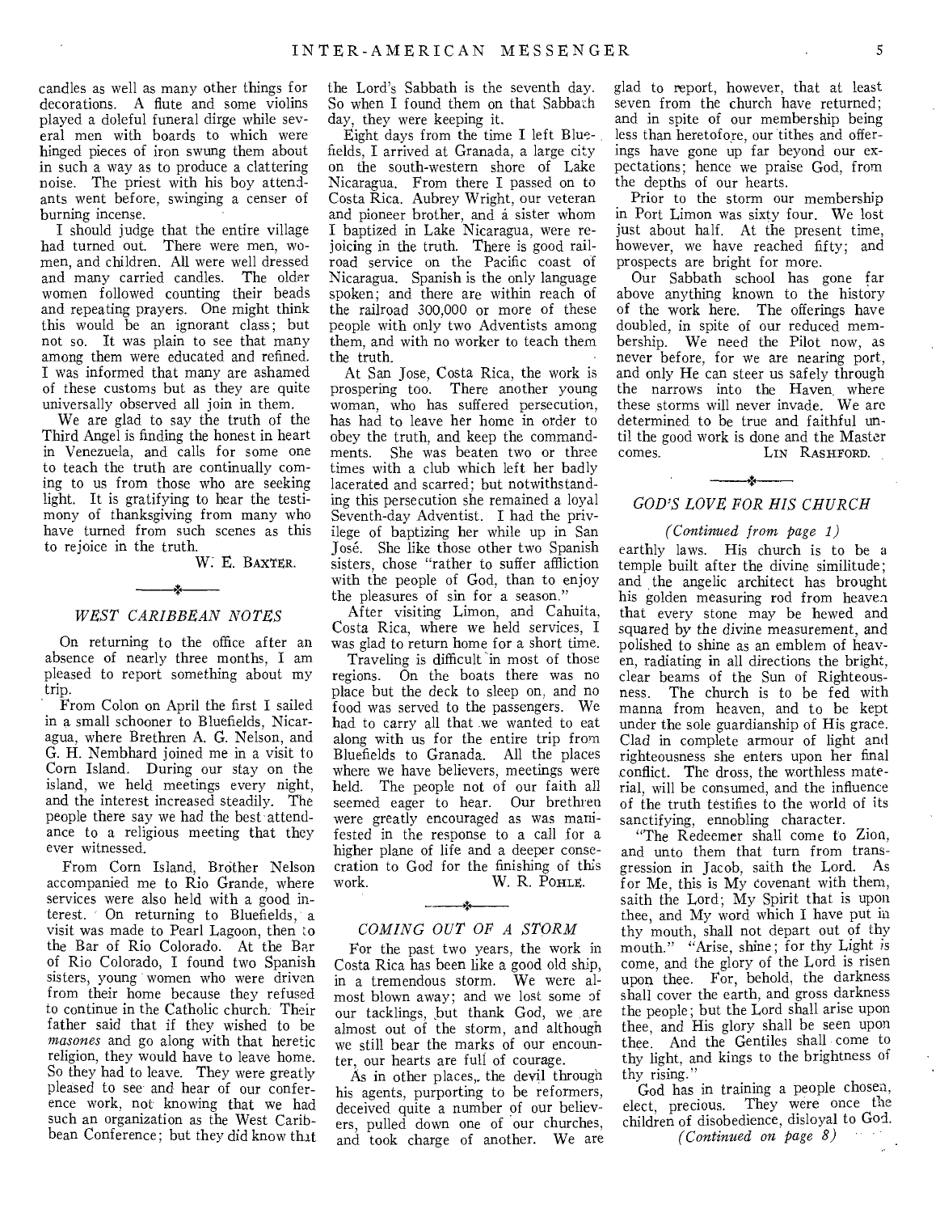candles as well as many other things for decorations. A flute and some violins played a doleful funeral dirge while several men with boards to which were hinged pieces of iron swung them about in such a way as to produce a clattering noise. The priest with his boy attendants went before, swinging a censer of burning incense.

I should judge that the entire village had turned out. There were men, women, and children. All were well dressed and many carried candles. The older women followed counting their beads and repeating prayers. One might think this would be an ignorant class; but not so. It was plain to see that many among them were educated and refined. I was informed that many are ashamed of these customs but as they are quite universally observed all join in them.

We are glad to say the truth of the Third Angel is finding the honest in heart in Venezuela, and calls for some one to teach the truth are continually coming to us from those who are seeking light. It is gratifying to hear the testimony of thanksgiving from many who have turned from such scenes as this to rejoice in the truth.

W. E. BAXTER.

## *WEST CARIBBEAN NOTES*

On returning to the office after an absence of nearly three months, I am pleased to report something about my trip.

From Colon on April the first I sailed in a small schooner to Bluefields, Nicaragua, where Brethren A. G. Nelson, and G. H. Nembhard joined me in a visit to Corn Island. During our stay on the island, we held meetings every night, and the interest increased steadily. The people there say we had the best attendance to a religious meeting that they ever witnessed.

From Corn Island, Brother Nelson accompanied me to Rio Grande, where services were also held with a good interest. On returning to Bluefields, a visit was made to Pearl Lagoon, then to the Bar of Rio Colorado. At the Bar of Rio Colorado, I found two Spanish sisters, young women who were driven from their home because they refused to continue in the Catholic church. Their father said that if they wished to be *masones* and go along with that heretic religion, they would have to leave home. So they had to leave. They were greatly pleased to see and hear of our conference work, not knowing that we had such an organization as the West Caribbean Conference; but they did know that the Lord's Sabbath is the seventh day. So when I found them on that Sabbath day, they were keeping it.

Eight days from the time I left Bluefields, I arrived at Granada, a large city on the south-western shore of Lake Nicaragua. From there I passed on to Costa Rica. Aubrey Wright, our veteran and pioneer brother, and a sister whom I baptized in Lake Nicaragua, were rejoicing in the truth. There is good railroad service on the Pacific coast of Nicaragua. Spanish is the only language spoken; and there are within reach of the railroad 300,000 or more of these people with only two Adventists among them, and with no worker to teach them the truth.

At San Jose, Costa Rica, the work is prospering too. There another young woman, who has suffered persecution, has had to leave her home in order to obey the truth, and keep the commandments. She was beaten two or three times with a club which left her badly lacerated and scarred; but notwithstanding this persecution she remained a loyal Seventh-day Adventist. I had the privilege of baptizing her while up in San José. She like those other two Spanish sisters, chose "rather to suffer affliction with the people of God, than to enjoy the pleasures of sin for a season."

After visiting Limon, and Cahuita, Costa Rica, where we held services, I was glad to return home for a short time.

Traveling is difficult in most of those regions. On the boats there was no place but the deck to sleep on, and no food was served to the passengers. We had to carry all that we wanted to eat along with us for the entire trip from Bluefields to Granada. All the places where we have believers, meetings were held. The people not of our faith all seemed eager to hear. Our brethren were greatly encouraged as was manifested in the response to a call for a higher plane of life and a deeper consecration to God for the finishing of this work.

W. R. POHLE.

## *COMING OUT OF A STORM*

For the past two years, the work in Costa Rica has been like a good old ship, in a tremendous storm. We were almost blown away; and we lost some of our tacklings, but thank God, we are almost out of the storm, and although we still bear the marks of our encounter, our hearts are full of courage.

As in other places, the devil through his agents, purporting to be reformers, deceived quite a number of our believers, pulled down one of our churches, and took charge of another. We are glad to report, however, that at least seven from the church have returned; and in spite of our membership being less than heretofore, our tithes and offerings have gone up far beyond our expectations; hence we praise God, from the depths of our hearts.

Prior to the storm our membership in Port Limon was sixty four. We lost just about half. At the present time, however, we have reached fifty; and prospects are bright for more.

Our Sabbath school has gone far above anything known to the history of the work here. The offerings have doubled, in spite of our reduced membership. We need the Pilot now, as never before, for we are nearing port, and only He can steer us safely through the narrows into the Haven where these storms will never invade. We are determined to be true and faithful until the good work is done and the Master comes.

LIN RASHFORD.

## *GOD'S LOVE FOR HIS CHURCH*

*(Continued from page 1)*

earthly laws. His church is to be a temple built after the divine similitude; and the angelic architect has brought his golden measuring rod from heaven that every stone may be hewed and squared by the divine measurement, and polished to shine as an emblem of heaven, radiating in all directions the bright, clear beams of the Sun of Righteousness. The church is to be fed with manna from heaven, and to be kept under the sole guardianship of His grace. Clad in complete armour of light and righteousness she enters upon her final conflict. The dross, the worthless material, will be consumed, and the influence of the truth testifies to the world of its sanctifying, ennobling character.

"The Redeemer shall come to Zion, and unto them that turn from transgression in Jacob, saith the Lord. As for Me, this is My covenant with them, saith the Lord; My Spirit that is upon thee, and My word which I have put in thy mouth, shall not depart out of thy mouth." "Arise, shine; for thy Light is come, and the glory of the Lord is risen upon thee. For, behold, the darkness shall cover the earth, and gross darkness the people; but the Lord shall arise upon thee, and His glory shall be seen upon thee. And the Gentiles shall come to thy light, and kings to the brightness of thy rising."

God has in training a people chosen, elect, precious. They were once the children of disobedience, disloyal to God.

*(Continued on page 8)*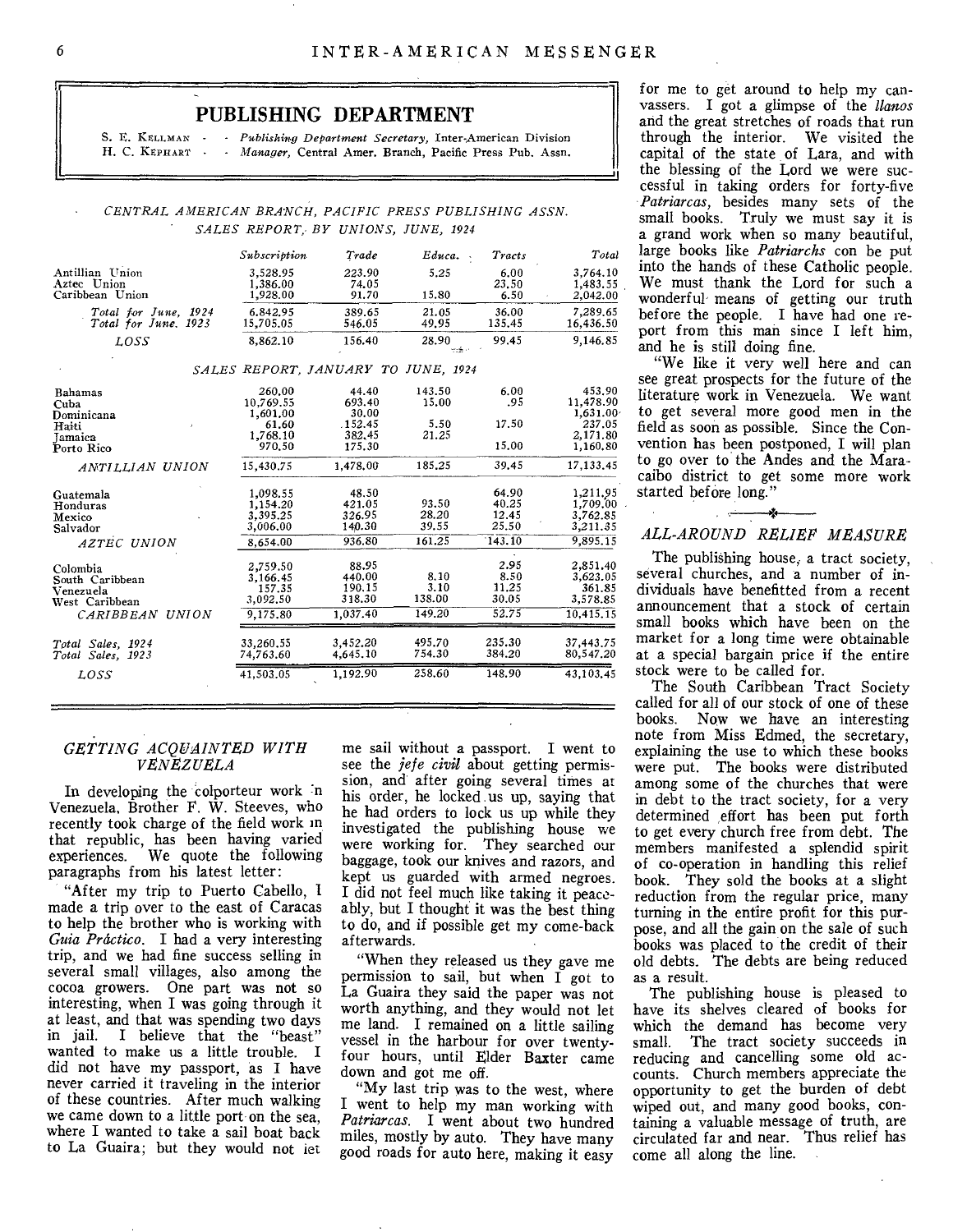## PUBLISHING DEPARTMENT

S. E. KELLMAN - - *Publishing Department Secretary*, Inter-American Division
H. C. KEPHART - - *Manager*, Central Amer. Branch, Pacific Press Pub. Assn.

### *CENTRAL AMERICAN BRANCH, PACIFIC PRESS PUBLISHING ASSN. SALES REPORT, BY UNIONS, JUNE, 1924*

| | *Subscription* | *Trade* | *Educa.* | *Tracts* | *Total* |
|---|---|---|---|---|---|
| Antillian Union | 3,528.95 | 223.90 | 5.25 | 6.00 | 3,764.10 |
| Aztec Union | 1,386.00 | 74.05 | | 23.50 | 1,483.55 |
| Caribbean Union | 1,928.00 | 91.70 | 15.80 | 6.50 | 2,042.00 |
| *Total for June, 1924* | 6,842.95 | 389.65 | 21.05 | 36.00 | 7,289.65 |
| *Total for June, 1923* | 15,705.05 | 546.05 | 49.95 | 135.45 | 16,436.50 |
| *LOSS* | 8,862.10 | 156.40 | 28.90 | 99.45 | 9,146.85 |

### *SALES REPORT, JANUARY TO JUNE, 1924*

| | *Subscription* | *Trade* | *Educa.* | *Tracts* | *Total* |
|---|---|---|---|---|---|
| Bahamas | 260.00 | 44.40 | 143.50 | 6.00 | 453.90 |
| Cuba | 10,769.55 | 693.40 | 15.00 | .95 | 11,478.90 |
| Dominicana | 1,601.00 | 30.00 | | | 1,631.00 |
| Haiti | 61.60 | 152.45 | 5.50 | 17.50 | 237.05 |
| Jamaica | 1,768.10 | 382.45 | 21.25 | | 2,171.80 |
| Porto Rico | 970.50 | 175.30 | | 15.00 | 1,160.80 |
| *ANTILLIAN UNION* | 15,430.75 | 1,478.00 | 185.25 | 39.45 | 17,133.45 |
| Guatemala | 1,098.55 | 48.50 | | 64.90 | 1,211.95 |
| Honduras | 1,154.20 | 421.05 | 93.50 | 40.25 | 1,709.00 |
| Mexico | 3,395.25 | 326.95 | 28.20 | 12.45 | 3,762.85 |
| Salvador | 3,006.00 | 140.30 | 39.55 | 25.50 | 3,211.35 |
| *AZTEC UNION* | 8,654.00 | 936.80 | 161.25 | 143.10 | 9,895.15 |
| Colombia | 2,759.50 | 88.95 | | 2.95 | 2,851.40 |
| South Caribbean | 3,166.45 | 440.00 | 8.10 | 8.50 | 3,623.05 |
| Venezuela | 157.35 | 190.15 | 3.10 | 11.25 | 361.85 |
| West Caribbean | 3,092.50 | 318.30 | 138.00 | 30.05 | 3,578.85 |
| *CARIBBEAN UNION* | 9,175.80 | 1,037.40 | 149.20 | 52.75 | 10,415.15 |
| *Total Sales, 1924* | 33,260.55 | 3,452.20 | 495.70 | 235.30 | 37,443.75 |
| *Total Sales, 1923* | 74,763.60 | 4,645.10 | 754.30 | 384.20 | 80,547.20 |
| *LOSS* | 41,503.05 | 1,192.90 | 258.60 | 148.90 | 43,103.45 |

### *GETTING ACQUAINTED WITH VENEZUELA*

In developing the colporteur work in Venezuela, Brother F. W. Steeves, who recently took charge of the field work in that republic, has been having varied experiences. We quote the following paragraphs from his latest letter:

"After my trip to Puerto Cabello, I made a trip over to the east of Caracas to help the brother who is working with *Guia Práctico*. I had a very interesting trip, and we had fine success selling in several small villages, also among the cocoa growers. One part was not so interesting, when I was going through it at least, and that was spending two days in jail. I believe that the "beast" wanted to make us a little trouble. I did not have my passport, as I have never carried it traveling in the interior of these countries. After much walking we came down to a little port on the sea, where I wanted to take a sail boat back to La Guaira; but they would not let me sail without a passport. I went to see the *jefe civil* about getting permission, and after going several times at his order, he locked us up, saying that he had orders to lock us up while they investigated the publishing house we were working for. They searched our baggage, took our knives and razors, and kept us guarded with armed negroes. I did not feel much like taking it peaceably, but I thought it was the best thing to do, and if possible get my come-back afterwards.

"When they released us they gave me permission to sail, but when I got to La Guaira they said the paper was not worth anything, and they would not let me land. I remained on a little sailing vessel in the harbour for over twenty-four hours, until Elder Baxter came down and got me off.

"My last trip was to the west, where I went to help my man working with *Patriarcas*. I went about two hundred miles, mostly by auto. They have many good roads for auto here, making it easy for me to get around to help my canvassers. I got a glimpse of the *llanos* and the great stretches of roads that run through the interior. We visited the capital of the state of Lara, and with the blessing of the Lord we were successful in taking orders for forty-five *Patriarcas*, besides many sets of the small books. Truly we must say it is a grand work when so many beautiful, large books like *Patriarchs* con be put into the hands of these Catholic people. We must thank the Lord for such a wonderful means of getting our truth before the people. I have had one report from this man since I left him, and he is still doing fine.

"We like it very well here and can see great prospects for the future of the literature work in Venezuela. We want to get several more good men in the field as soon as possible. Since the Convention has been postponed, I will plan to go over to the Andes and the Maracaibo district to get some more work started before long."

### *ALL-AROUND RELIEF MEASURE*

The publishing house, a tract society, several churches, and a number of individuals have benefitted from a recent announcement that a stock of certain small books which have been on the market for a long time were obtainable at a special bargain price if the entire stock were to be called for.

The South Caribbean Tract Society called for all of our stock of one of these books. Now we have an interesting note from Miss Edmed, the secretary, explaining the use to which these books were put. The books were distributed among some of the churches that were in debt to the tract society, for a very determined effort has been put forth to get every church free from debt. The members manifested a splendid spirit of co-operation in handling this relief book. They sold the books at a slight reduction from the regular price, many turning in the entire profit for this purpose, and all the gain on the sale of such books was placed to the credit of their old debts. The debts are being reduced as a result.

The publishing house is pleased to have its shelves cleared of books for which the demand has become very small. The tract society succeeds in reducing and cancelling some old accounts. Church members appreciate the opportunity to get the burden of debt wiped out, and many good books, containing a valuable message of truth, are circulated far and near. Thus relief has come all along the line.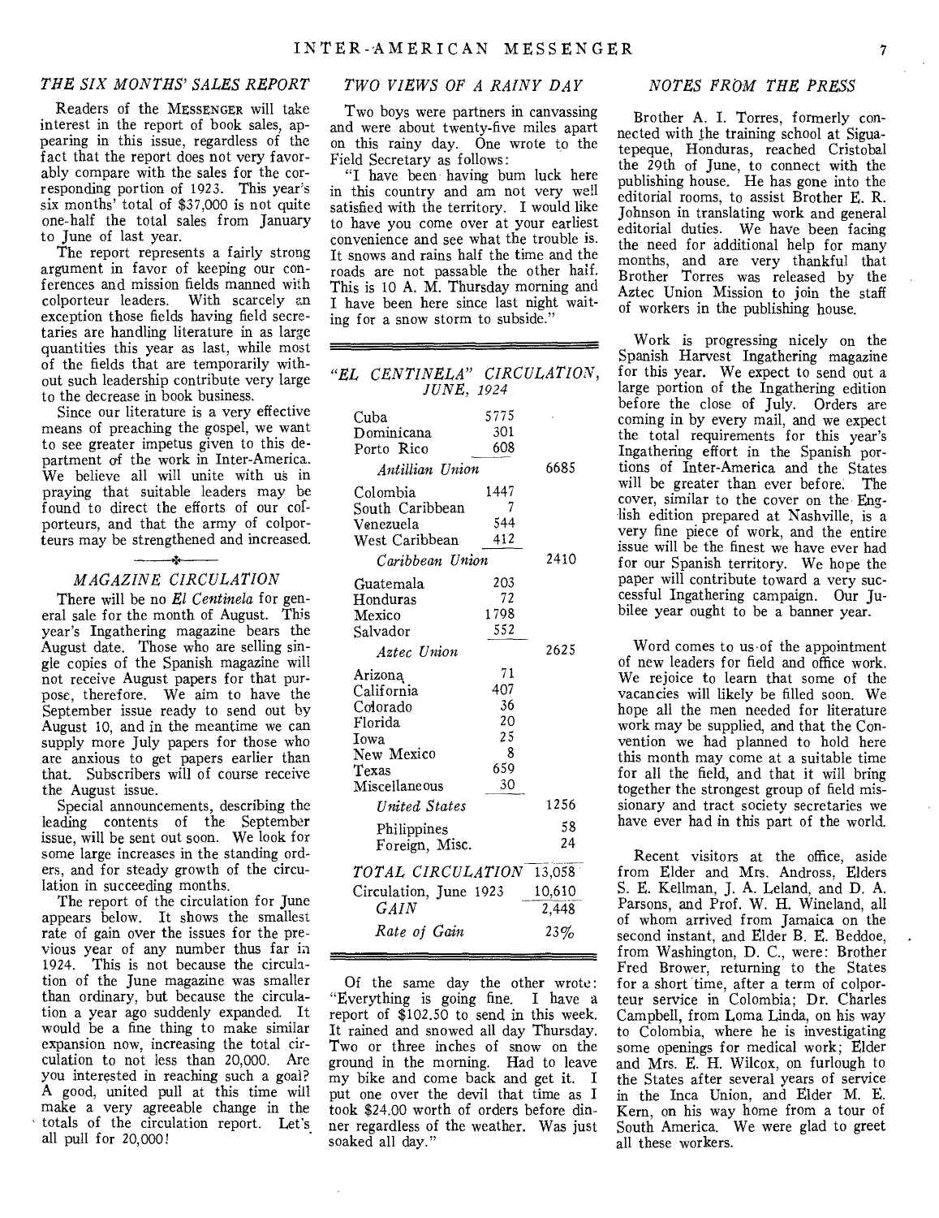## THE SIX MONTHS' SALES REPORT

Readers of the MESSENGER will take interest in the report of book sales, appearing in this issue, regardless of the fact that the report does not very favorably compare with the sales for the corresponding portion of 1923. This year's six months' total of $37,000 is not quite one-half the total sales from January to June of last year.

The report represents a fairly strong argument in favor of keeping our conferences and mission fields manned with colporteur leaders. With scarcely an exception those fields having field secretaries are handling literature in as large quantities this year as last, while most of the fields that are temporarily without such leadership contribute very large to the decrease in book business.

Since our literature is a very effective means of preaching the gospel, we want to see greater impetus given to this department of the work in Inter-America. We believe all will unite with us in praying that suitable leaders may be found to direct the efforts of our colporteurs, and that the army of colporteurs may be strengthened and increased.

## MAGAZINE CIRCULATION

There will be no *El Centinela* for general sale for the month of August. This year's Ingathering magazine bears the August date. Those who are selling single copies of the Spanish magazine will not receive August papers for that purpose, therefore. We aim to have the September issue ready to send out by August 10, and in the meantime we can supply more July papers for those who are anxious to get papers earlier than that. Subscribers will of course receive the August issue.

Special announcements, describing the leading contents of the September issue, will be sent out soon. We look for some large increases in the standing orders, and for steady growth of the circulation in succeeding months.

The report of the circulation for June appears below. It shows the smallest rate of gain over the issues for the previous year of any number thus far in 1924. This is not because the circulation of the June magazine was smaller than ordinary, but because the circulation a year ago suddenly expanded. It would be a fine thing to make similar expansion now, increasing the total circulation to not less than 20,000. Are you interested in reaching such a goal? A good, united pull at this time will make a very agreeable change in the totals of the circulation report. Let's all pull for 20,000!

## TWO VIEWS OF A RAINY DAY

Two boys were partners in canvassing and were about twenty-five miles apart on this rainy day. One wrote to the Field Secretary as follows:

"I have been having bum luck here in this country and am not very well satisfied with the territory. I would like to have you come over at your earliest convenience and see what the trouble is. It snows and rains half the time and the roads are not passable the other half. This is 10 A. M. Thursday morning and I have been here since last night waiting for a snow storm to subside."

## "EL CENTINELA" CIRCULATION, JUNE, 1924

| | | |
|---|---|---|
| Cuba | 5775 | |
| Dominicana | 301 | |
| Porto Rico | 608 | |
| *Antillian Union* | | 6685 |
| Colombia | 1447 | |
| South Caribbean | 7 | |
| Venezuela | 544 | |
| West Caribbean | 412 | |
| *Caribbean Union* | | 2410 |
| Guatemala | 203 | |
| Honduras | 72 | |
| Mexico | 1798 | |
| Salvador | 552 | |
| *Aztec Union* | | 2625 |
| Arizona | 71 | |
| California | 407 | |
| Colorado | 36 | |
| Florida | 20 | |
| Iowa | 25 | |
| New Mexico | 8 | |
| Texas | 659 | |
| Miscellaneous | 30 | |
| *United States* | | 1256 |
| Philippines | | 58 |
| Foreign, Misc. | | 24 |
| *TOTAL CIRCULATION* | | 13,058 |
| Circulation, June 1923 | | 10,610 |
| *GAIN* | | 2,448 |
| *Rate of Gain* | | 23% |

Of the same day the other wrote: "Everything is going fine. I have a report of $102.50 to send in this week. It rained and snowed all day Thursday. Two or three inches of snow on the ground in the morning. Had to leave my bike and come back and get it. I put one over the devil that time as I took $24.00 worth of orders before dinner regardless of the weather. Was just soaked all day."

## NOTES FROM THE PRESS

Brother A. I. Torres, formerly connected with the training school at Siguatepeque, Honduras, reached Cristobal the 29th of June, to connect with the publishing house. He has gone into the editorial rooms, to assist Brother E. R. Johnson in translating work and general editorial duties. We have been facing the need for additional help for many months, and are very thankful that Brother Torres was released by the Aztec Union Mission to join the staff of workers in the publishing house.

Work is progressing nicely on the Spanish Harvest Ingathering magazine for this year. We expect to send out a large portion of the Ingathering edition before the close of July. Orders are coming in by every mail, and we expect the total requirements for this year's Ingathering effort in the Spanish portions of Inter-America and the States will be greater than ever before. The cover, similar to the cover on the English edition prepared at Nashville, is a very fine piece of work, and the entire issue will be the finest we have ever had for our Spanish territory. We hope the paper will contribute toward a very successful Ingathering campaign. Our Jubilee year ought to be a banner year.

Word comes to us of the appointment of new leaders for field and office work. We rejoice to learn that some of the vacancies will likely be filled soon. We hope all the men needed for literature work may be supplied, and that the Convention we had planned to hold here this month may come at a suitable time for all the field, and that it will bring together the strongest group of field missionary and tract society secretaries we have ever had in this part of the world.

Recent visitors at the office, aside from Elder and Mrs. Andross, Elders S. E. Kellman, J. A. Leland, and D. A. Parsons, and Prof. W. H. Wineland, all of whom arrived from Jamaica on the second instant, and Elder B. E. Beddoe, from Washington, D. C., were: Brother Fred Brower, returning to the States for a short time, after a term of colporteur service in Colombia; Dr. Charles Campbell, from Loma Linda, on his way to Colombia, where he is investigating some openings for medical work; Elder and Mrs. E. H. Wilcox, on furlough to the States after several years of service in the Inca Union, and Elder M. E. Kern, on his way home from a tour of South America. We were glad to greet all these workers.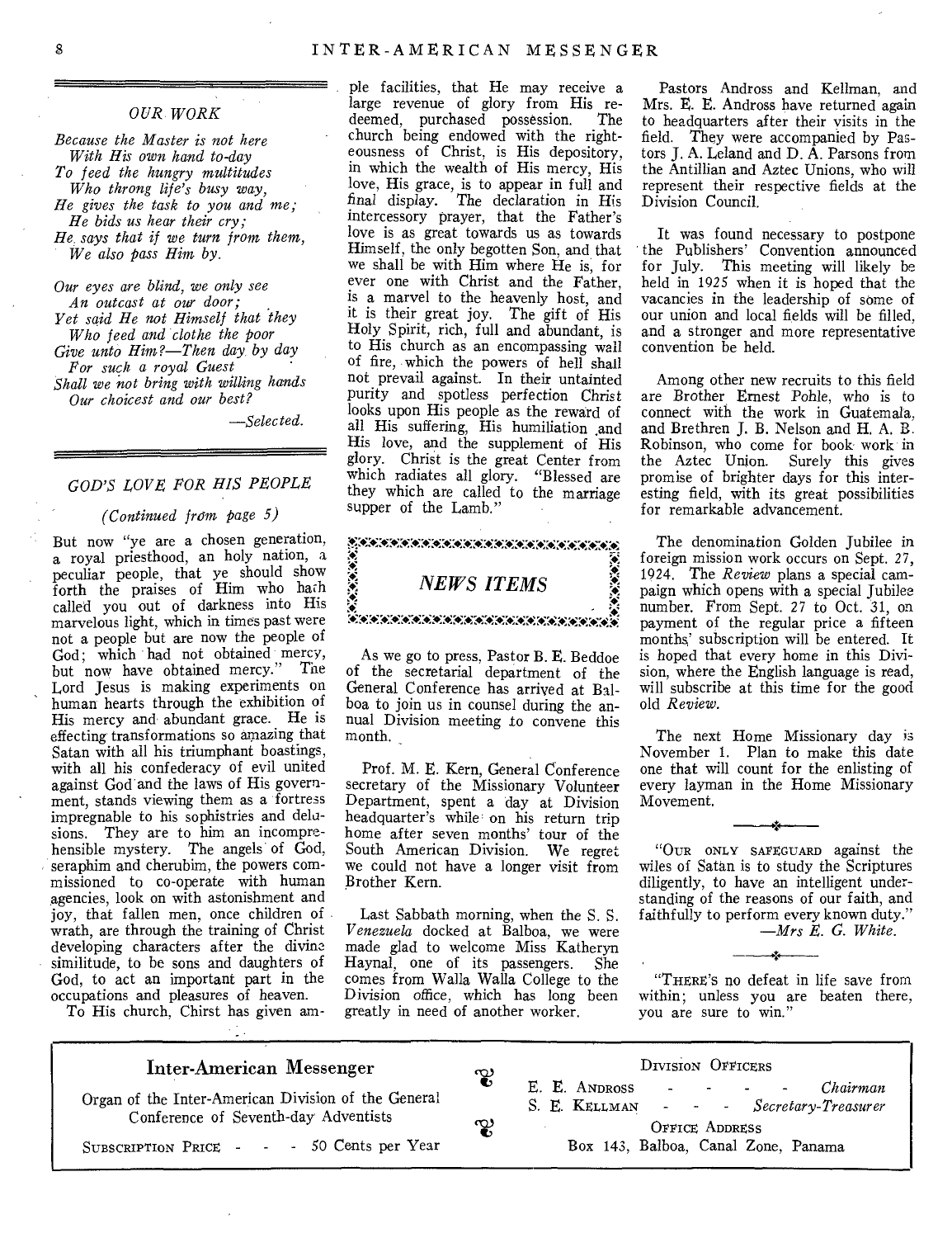## *OUR WORK*

*Because the Master is not here*
*With His own hand to-day*
*To feed the hungry multitudes*
*Who throng life's busy way,*
*He gives the task to you and me;*
*He bids us hear their cry;*
*He says that if we turn from them,*
*We also pass Him by.*

*Our eyes are blind, we only see*
*An outcast at our door;*
*Yet said He not Himself that they*
*Who feed and clothe the poor*
*Give unto Him?—Then day by day*
*For such a royal Guest*
*Shall we not bring with willing hands*
*Our choicest and our best?*

*—Selected.*

## *GOD'S LOVE FOR HIS PEOPLE*

*(Continued from page 5)*

But now "ye are a chosen generation, a royal priesthood, an holy nation, a peculiar people, that ye should show forth the praises of Him who hath called you out of darkness into His marvelous light, which in times past were not a people but are now the people of God; which had not obtained mercy, but now have obtained mercy." The Lord Jesus is making experiments on human hearts through the exhibition of His mercy and abundant grace. He is effecting transformations so amazing that Satan with all his triumphant boastings, with all his confederacy of evil united against God and the laws of His government, stands viewing them as a fortress impregnable to his sophistries and delusions. They are to him an incomprehensible mystery. The angels of God, seraphim and cherubim, the powers commissioned to co-operate with human agencies, look on with astonishment and joy, that fallen men, once children of wrath, are through the training of Christ developing characters after the divine similitude, to be sons and daughters of God, to act an important part in the occupations and pleasures of heaven.

To His church, Chirst has given ample facilities, that He may receive a large revenue of glory from His redeemed, purchased possession. The church being endowed with the righteousness of Christ, is His depository, in which the wealth of His mercy, His love, His grace, is to appear in full and final display. The declaration in His intercessory prayer, that the Father's love is as great towards us as towards Himself, the only begotten Son, and that we shall be with Him where He is, for ever one with Christ and the Father, is a marvel to the heavenly host, and it is their great joy. The gift of His Holy Spirit, rich, full and abundant, is to His church as an encompassing wall of fire, which the powers of hell shall not prevail against. In their untainted purity and spotless perfection Christ looks upon His people as the reward of all His suffering, His humiliation and His love, and the supplement of His glory. Christ is the great Center from which radiates all glory. "Blessed are they which are called to the marriage supper of the Lamb."

## *NEWS ITEMS*

As we go to press, Pastor B. E. Beddoe of the secretarial department of the General Conference has arrived at Balboa to join us in counsel during the annual Division meeting to convene this month.

Prof. M. E. Kern, General Conference secretary of the Missionary Volunteer Department, spent a day at Division headquarter's while on his return trip home after seven months' tour of the South American Division. We regret we could not have a longer visit from Brother Kern.

Last Sabbath morning, when the S. S. *Venezuela* docked at Balboa, we were made glad to welcome Miss Katheryn Haynal, one of its passengers. She comes from Walla Walla College to the Division office, which has long been greatly in need of another worker.

Pastors Andross and Kellman, and Mrs. E. E. Andross have returned again to headquarters after their visits in the field. They were accompanied by Pastors J. A. Leland and D. A. Parsons from the Antillian and Aztec Unions, who will represent their respective fields at the Division Council.

It was found necessary to postpone the Publishers' Convention announced for July. This meeting will likely be held in 1925 when it is hoped that the vacancies in the leadership of some of our union and local fields will be filled, and a stronger and more representative convention be held.

Among other new recruits to this field are Brother Ernest Pohle, who is to connect with the work in Guatemala, and Brethren J. B. Nelson and H. A. B. Robinson, who come for book work in the Aztec Union. Surely this gives promise of brighter days for this interesting field, with its great possibilities for remarkable advancement.

The denomination Golden Jubilee in foreign mission work occurs on Sept. 27, 1924. The *Review* plans a special campaign which opens with a special Jubilee number. From Sept. 27 to Oct. 31, on payment of the regular price a fifteen months' subscription will be entered. It is hoped that every home in this Division, where the English language is read, will subscribe at this time for the good old *Review*.

The next Home Missionary day is November 1. Plan to make this date one that will count for the enlisting of every layman in the Home Missionary Movement.

"Our only safeguard against the wiles of Satan is to study the Scriptures diligently, to have an intelligent understanding of the reasons of our faith, and faithfully to perform every known duty."
*—Mrs E. G. White.*

"There's no defeat in life save from within; unless you are beaten there, you are sure to win."

---

**Inter-American Messenger**

Organ of the Inter-American Division of the General Conference of Seventh-day Adventists

Subscription Price - - - - 50 Cents per Year

Division Officers

E. E. Andross - - - - - *Chairman*
S. E. Kellman - - - *Secretary-Treasurer*

Office Address

Box 143, Balboa, Canal Zone, Panama